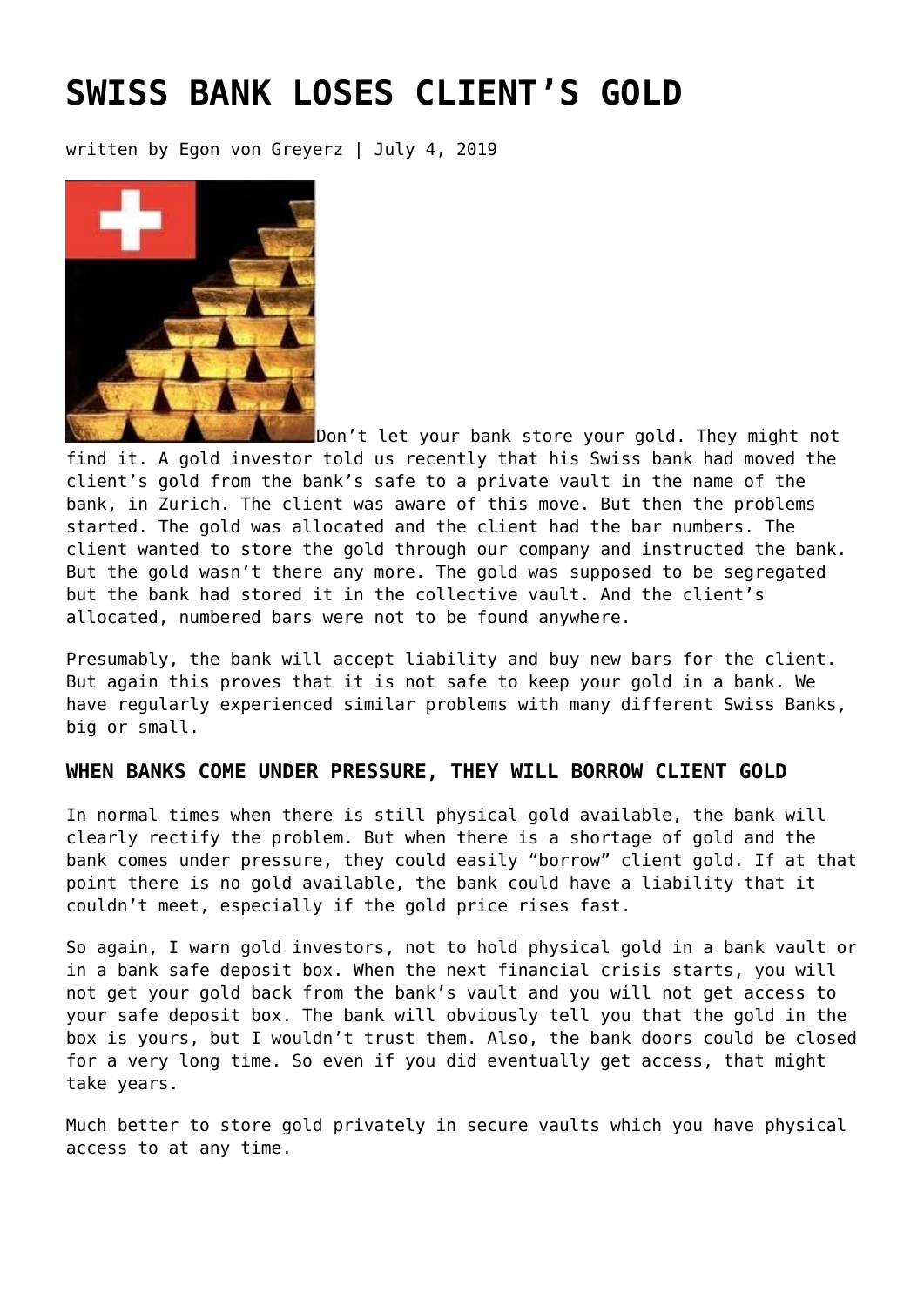# SWISS BANK LOSES CLIENT'S GOLD

written by Egon von Greyerz | July 4, 2019

Don't let your bank store your gold. They might not find it. A gold investor told us recently that his Swiss bank had moved the client's gold from the bank's safe to a private vault in the name of the bank, in Zurich. The client was aware of this move. But then the problems started. The gold was allocated and the client had the bar numbers. The client wanted to store the gold through our company and instructed the bank. But the gold wasn't there any more. The gold was supposed to be segregated but the bank had stored it in the collective vault. And the client's allocated, numbered bars were not to be found anywhere.

Presumably, the bank will accept liability and buy new bars for the client. But again this proves that it is not safe to keep your gold in a bank. We have regularly experienced similar problems with many different Swiss Banks, big or small.

### WHEN BANKS COME UNDER PRESSURE, THEY WILL BORROW CLIENT GOLD

In normal times when there is still physical gold available, the bank will clearly rectify the problem. But when there is a shortage of gold and the bank comes under pressure, they could easily "borrow" client gold. If at that point there is no gold available, the bank could have a liability that it couldn't meet, especially if the gold price rises fast.

So again, I warn gold investors, not to hold physical gold in a bank vault or in a bank safe deposit box. When the next financial crisis starts, you will not get your gold back from the bank's vault and you will not get access to your safe deposit box. The bank will obviously tell you that the gold in the box is yours, but I wouldn't trust them. Also, the bank doors could be closed for a very long time. So even if you did eventually get access, that might take years.

Much better to store gold privately in secure vaults which you have physical access to at any time.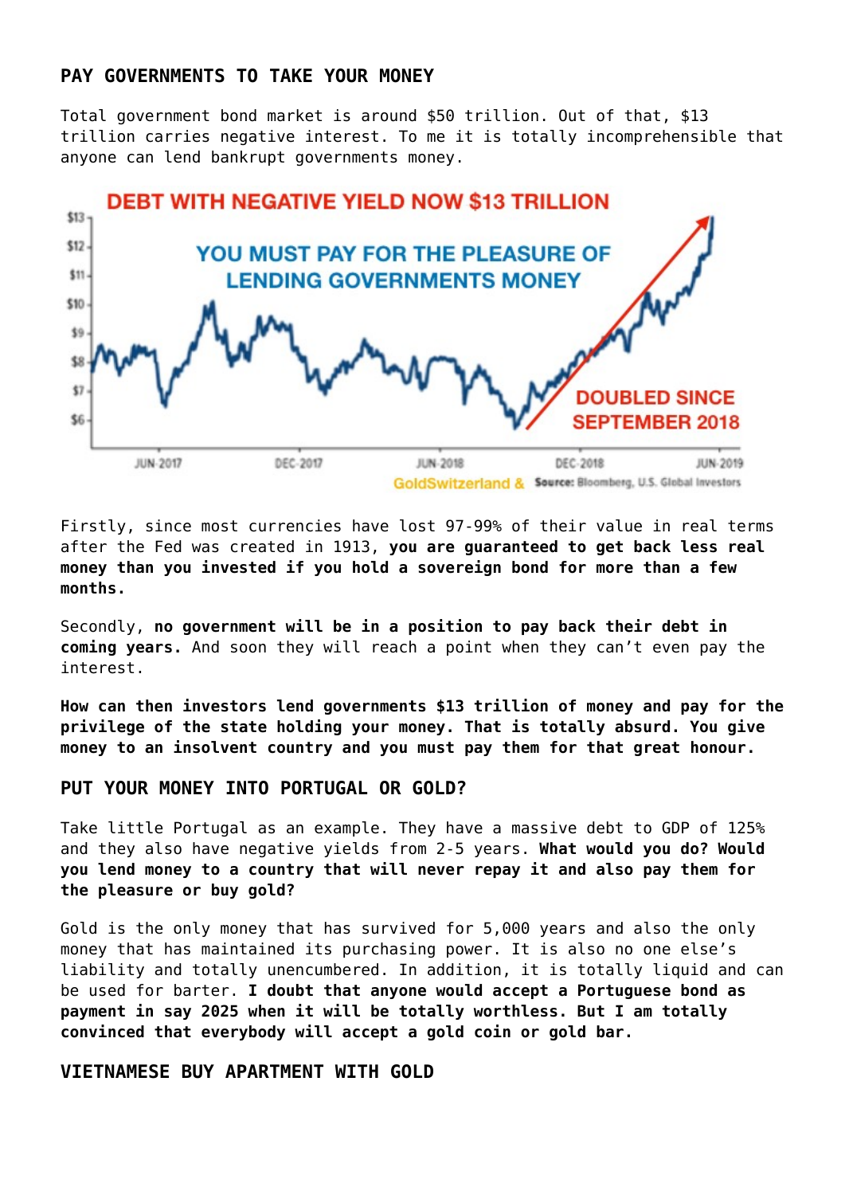## PAY GOVERNMENTS TO TAKE YOUR MONEY

Total government bond market is around $50 trillion. Out of that, $13 trillion carries negative interest. To me it is totally incomprehensible that anyone can lend bankrupt governments money.

Firstly, since most currencies have lost 97-99% of their value in real terms after the Fed was created in 1913, **you are guaranteed to get back less real money than you invested if you hold a sovereign bond for more than a few months.**

Secondly, **no government will be in a position to pay back their debt in coming years.** And soon they will reach a point when they can't even pay the interest.

**How can then investors lend governments $13 trillion of money and pay for the privilege of the state holding your money. That is totally absurd. You give money to an insolvent country and you must pay them for that great honour.**

## PUT YOUR MONEY INTO PORTUGAL OR GOLD?

Take little Portugal as an example. They have a massive debt to GDP of 125% and they also have negative yields from 2-5 years. **What would you do? Would you lend money to a country that will never repay it and also pay them for the pleasure or buy gold?**

Gold is the only money that has survived for 5,000 years and also the only money that has maintained its purchasing power. It is also no one else's liability and totally unencumbered. In addition, it is totally liquid and can be used for barter. **I doubt that anyone would accept a Portuguese bond as payment in say 2025 when it will be totally worthless. But I am totally convinced that everybody will accept a gold coin or gold bar.**

## VIETNAMESE BUY APARTMENT WITH GOLD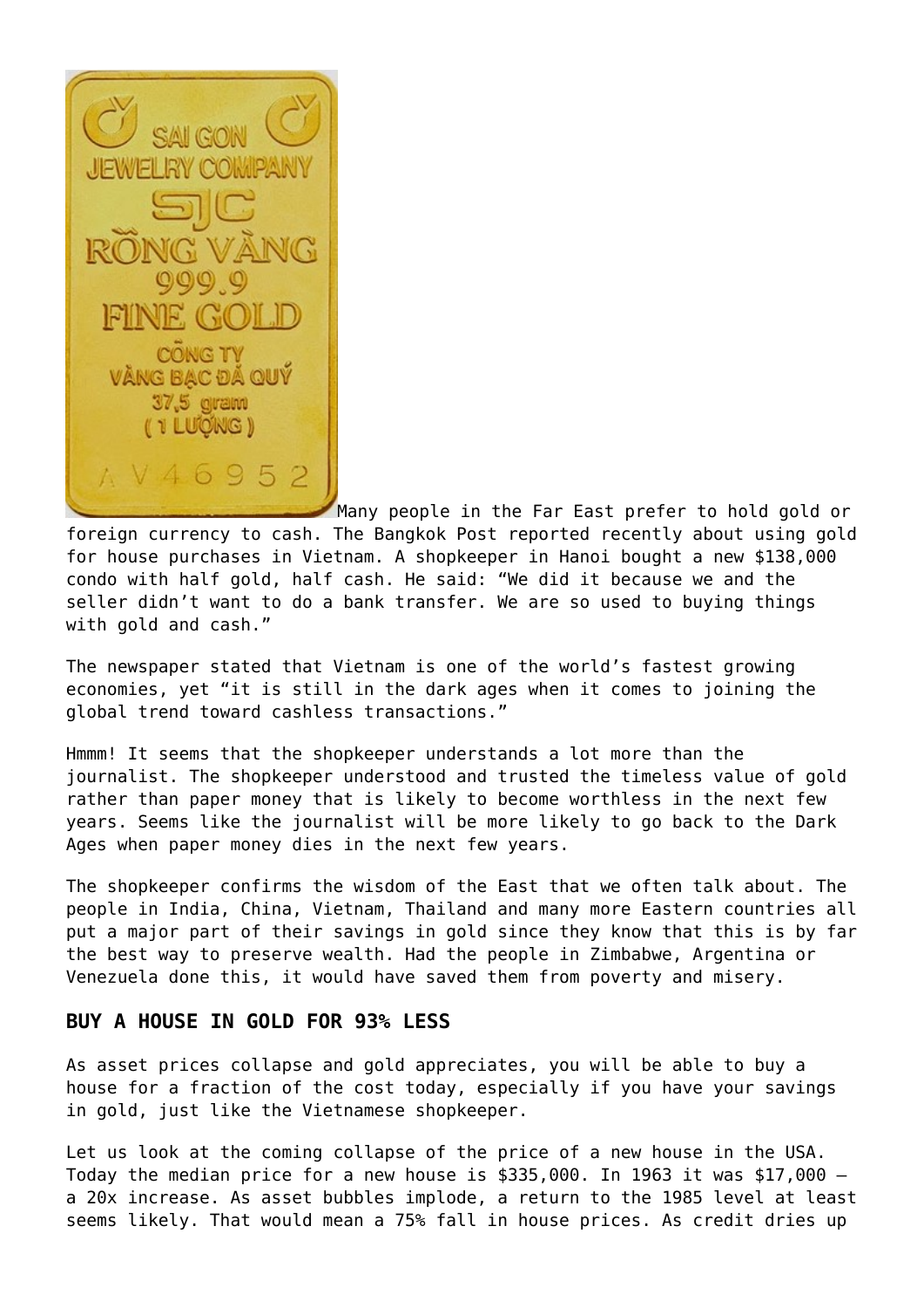Many people in the Far East prefer to hold gold or foreign currency to cash. The Bangkok Post reported recently about using gold for house purchases in Vietnam. A shopkeeper in Hanoi bought a new $138,000 condo with half gold, half cash. He said: "We did it because we and the seller didn't want to do a bank transfer. We are so used to buying things with gold and cash."

The newspaper stated that Vietnam is one of the world's fastest growing economies, yet "it is still in the dark ages when it comes to joining the global trend toward cashless transactions."

Hmmm! It seems that the shopkeeper understands a lot more than the journalist. The shopkeeper understood and trusted the timeless value of gold rather than paper money that is likely to become worthless in the next few years. Seems like the journalist will be more likely to go back to the Dark Ages when paper money dies in the next few years.

The shopkeeper confirms the wisdom of the East that we often talk about. The people in India, China, Vietnam, Thailand and many more Eastern countries all put a major part of their savings in gold since they know that this is by far the best way to preserve wealth. Had the people in Zimbabwe, Argentina or Venezuela done this, it would have saved them from poverty and misery.

## BUY A HOUSE IN GOLD FOR 93% LESS

As asset prices collapse and gold appreciates, you will be able to buy a house for a fraction of the cost today, especially if you have your savings in gold, just like the Vietnamese shopkeeper.

Let us look at the coming collapse of the price of a new house in the USA. Today the median price for a new house is $335,000. In 1963 it was $17,000 – a 20x increase. As asset bubbles implode, a return to the 1985 level at least seems likely. That would mean a 75% fall in house prices. As credit dries up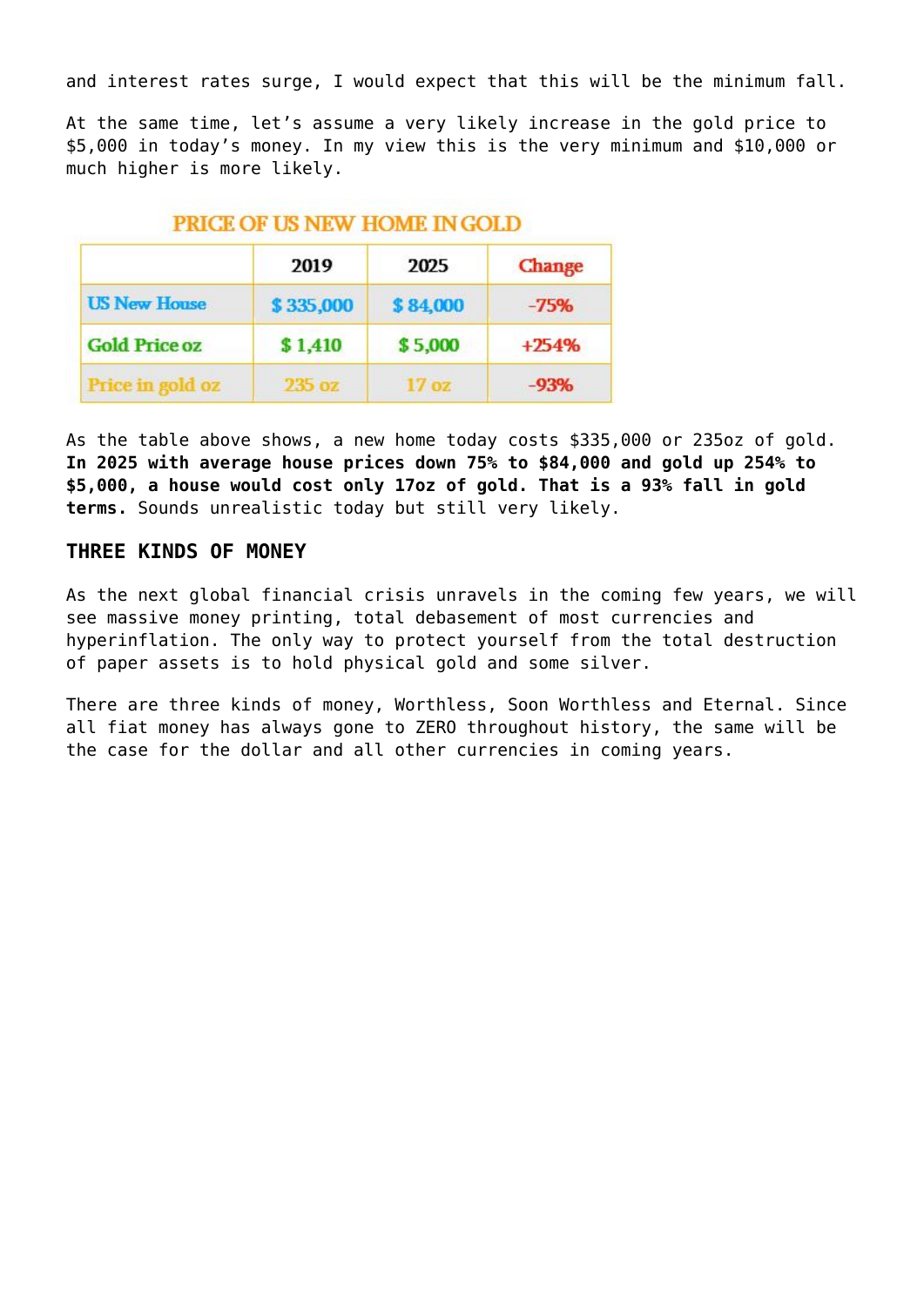and interest rates surge, I would expect that this will be the minimum fall.

At the same time, let's assume a very likely increase in the gold price to $5,000 in today's money. In my view this is the very minimum and $10,000 or much higher is more likely.

PRICE OF US NEW HOME IN GOLD

| | 2019 | 2025 | Change |
|---|---|---|---|
| US New House | $ 335,000 | $ 84,000 | -75% |
| Gold Price oz | $ 1,410 | $ 5,000 | +254% |
| Price in gold oz | 235 oz | 17 oz | -93% |

As the table above shows, a new home today costs $335,000 or 235oz of gold. **In 2025 with average house prices down 75% to $84,000 and gold up 254% to $5,000, a house would cost only 17oz of gold. That is a 93% fall in gold terms.** Sounds unrealistic today but still very likely.

## THREE KINDS OF MONEY

As the next global financial crisis unravels in the coming few years, we will see massive money printing, total debasement of most currencies and hyperinflation. The only way to protect yourself from the total destruction of paper assets is to hold physical gold and some silver.

There are three kinds of money, Worthless, Soon Worthless and Eternal. Since all fiat money has always gone to ZERO throughout history, the same will be the case for the dollar and all other currencies in coming years.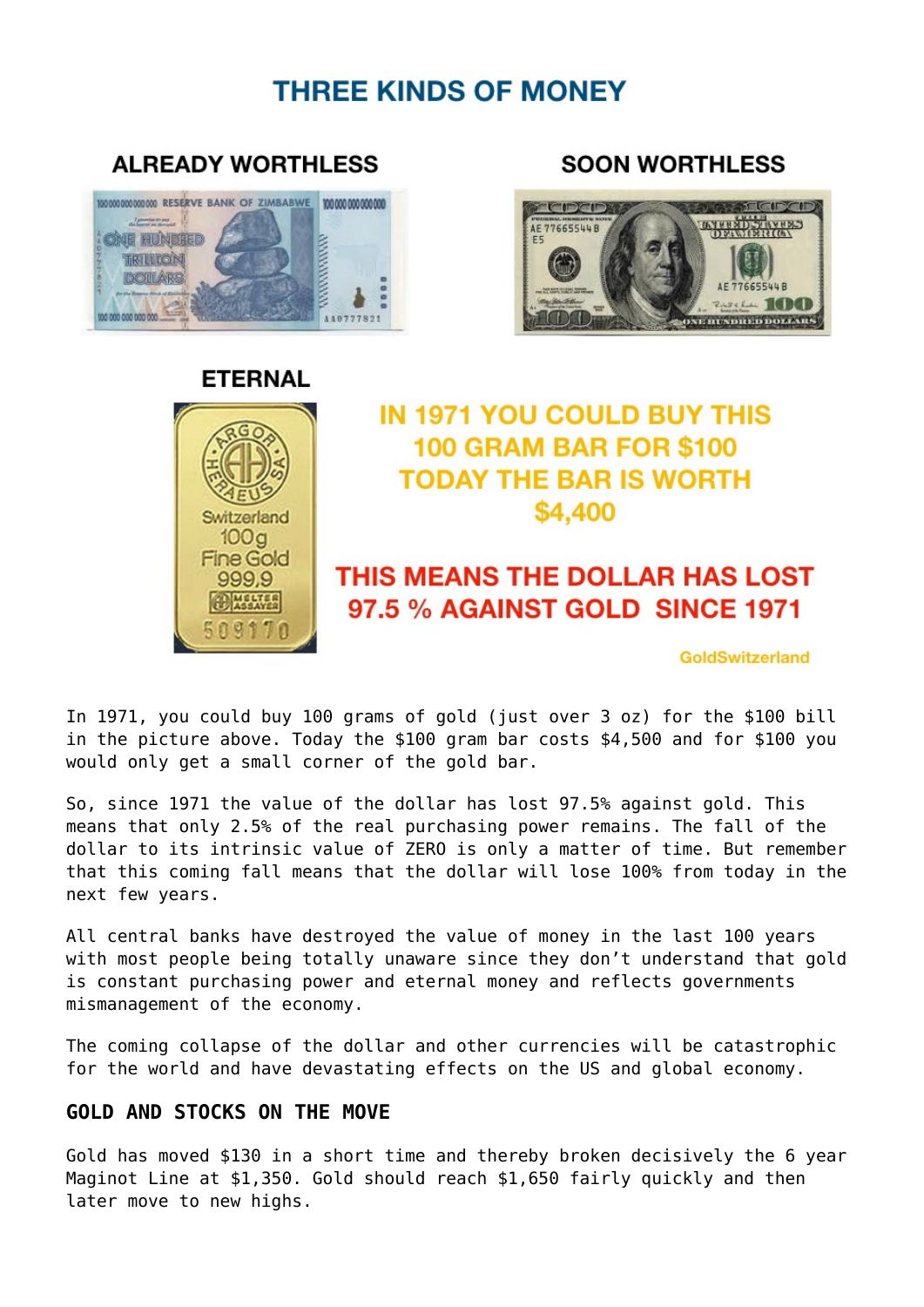# THREE KINDS OF MONEY

### ALREADY WORTHLESS

### SOON WORTHLESS

### ETERNAL

**IN 1971 YOU COULD BUY THIS 100 GRAM BAR FOR $100 TODAY THE BAR IS WORTH $4,400**

**THIS MEANS THE DOLLAR HAS LOST 97.5 % AGAINST GOLD SINCE 1971**

GoldSwitzerland

In 1971, you could buy 100 grams of gold (just over 3 oz) for the $100 bill in the picture above. Today the $100 gram bar costs $4,500 and for $100 you would only get a small corner of the gold bar.

So, since 1971 the value of the dollar has lost 97.5% against gold. This means that only 2.5% of the real purchasing power remains. The fall of the dollar to its intrinsic value of ZERO is only a matter of time. But remember that this coming fall means that the dollar will lose 100% from today in the next few years.

All central banks have destroyed the value of money in the last 100 years with most people being totally unaware since they don't understand that gold is constant purchasing power and eternal money and reflects governments mismanagement of the economy.

The coming collapse of the dollar and other currencies will be catastrophic for the world and have devastating effects on the US and global economy.

## GOLD AND STOCKS ON THE MOVE

Gold has moved $130 in a short time and thereby broken decisively the 6 year Maginot Line at $1,350. Gold should reach $1,650 fairly quickly and then later move to new highs.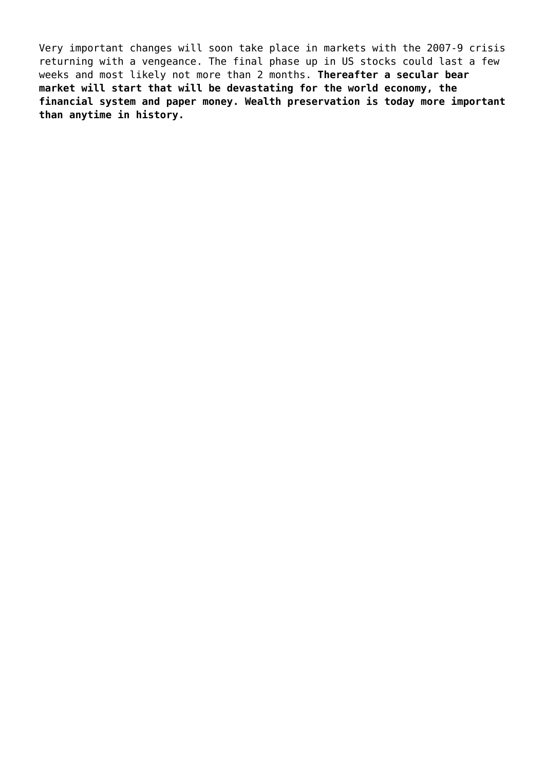Very important changes will soon take place in markets with the 2007-9 crisis returning with a vengeance. The final phase up in US stocks could last a few weeks and most likely not more than 2 months. **Thereafter a secular bear market will start that will be devastating for the world economy, the financial system and paper money. Wealth preservation is today more important than anytime in history.**